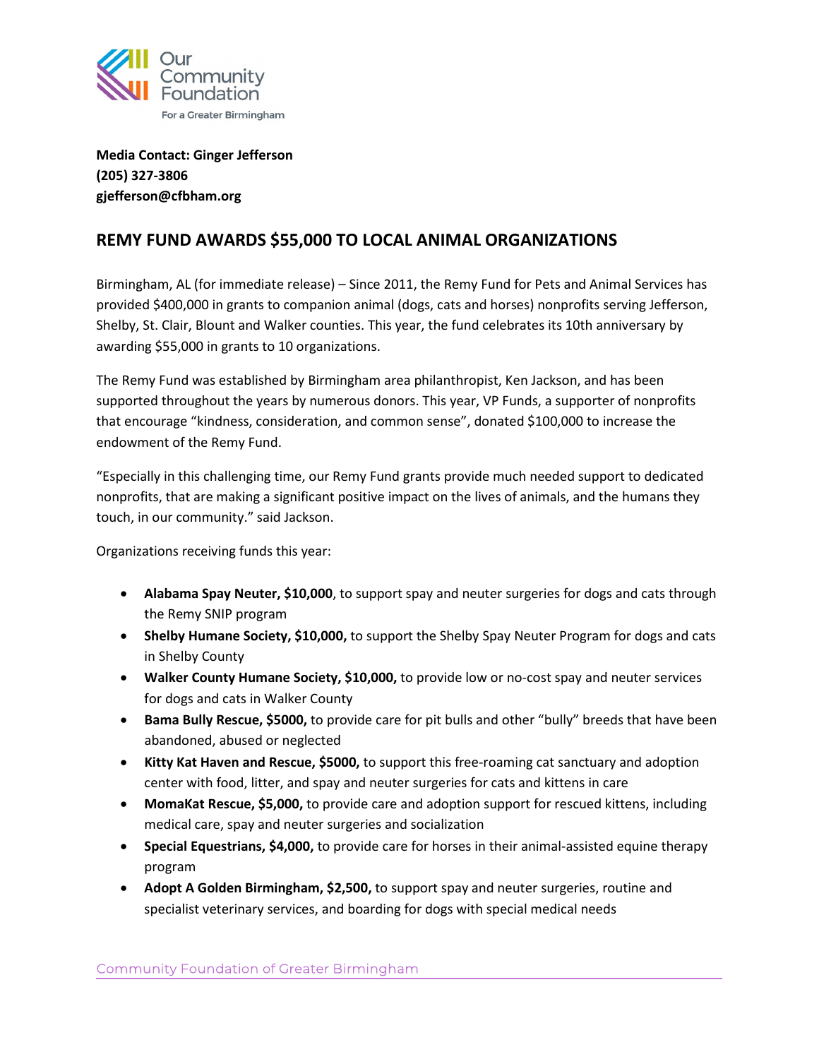Our Community Foundation
For a Greater Birmingham

**Media Contact: Ginger Jefferson**
**(205) 327-3806**
**gjefferson@cfbham.org**

## REMY FUND AWARDS $55,000 TO LOCAL ANIMAL ORGANIZATIONS

Birmingham, AL (for immediate release) – Since 2011, the Remy Fund for Pets and Animal Services has provided $400,000 in grants to companion animal (dogs, cats and horses) nonprofits serving Jefferson, Shelby, St. Clair, Blount and Walker counties. This year, the fund celebrates its 10th anniversary by awarding $55,000 in grants to 10 organizations.

The Remy Fund was established by Birmingham area philanthropist, Ken Jackson, and has been supported throughout the years by numerous donors. This year, VP Funds, a supporter of nonprofits that encourage "kindness, consideration, and common sense", donated $100,000 to increase the endowment of the Remy Fund.

"Especially in this challenging time, our Remy Fund grants provide much needed support to dedicated nonprofits, that are making a significant positive impact on the lives of animals, and the humans they touch, in our community." said Jackson.

Organizations receiving funds this year:

- **Alabama Spay Neuter, $10,000**, to support spay and neuter surgeries for dogs and cats through the Remy SNIP program
- **Shelby Humane Society, $10,000,** to support the Shelby Spay Neuter Program for dogs and cats in Shelby County
- **Walker County Humane Society, $10,000,** to provide low or no-cost spay and neuter services for dogs and cats in Walker County
- **Bama Bully Rescue, $5000,** to provide care for pit bulls and other "bully" breeds that have been abandoned, abused or neglected
- **Kitty Kat Haven and Rescue, $5000,** to support this free-roaming cat sanctuary and adoption center with food, litter, and spay and neuter surgeries for cats and kittens in care
- **MomaKat Rescue, $5,000,** to provide care and adoption support for rescued kittens, including medical care, spay and neuter surgeries and socialization
- **Special Equestrians, $4,000,** to provide care for horses in their animal-assisted equine therapy program
- **Adopt A Golden Birmingham, $2,500,** to support spay and neuter surgeries, routine and specialist veterinary services, and boarding for dogs with special medical needs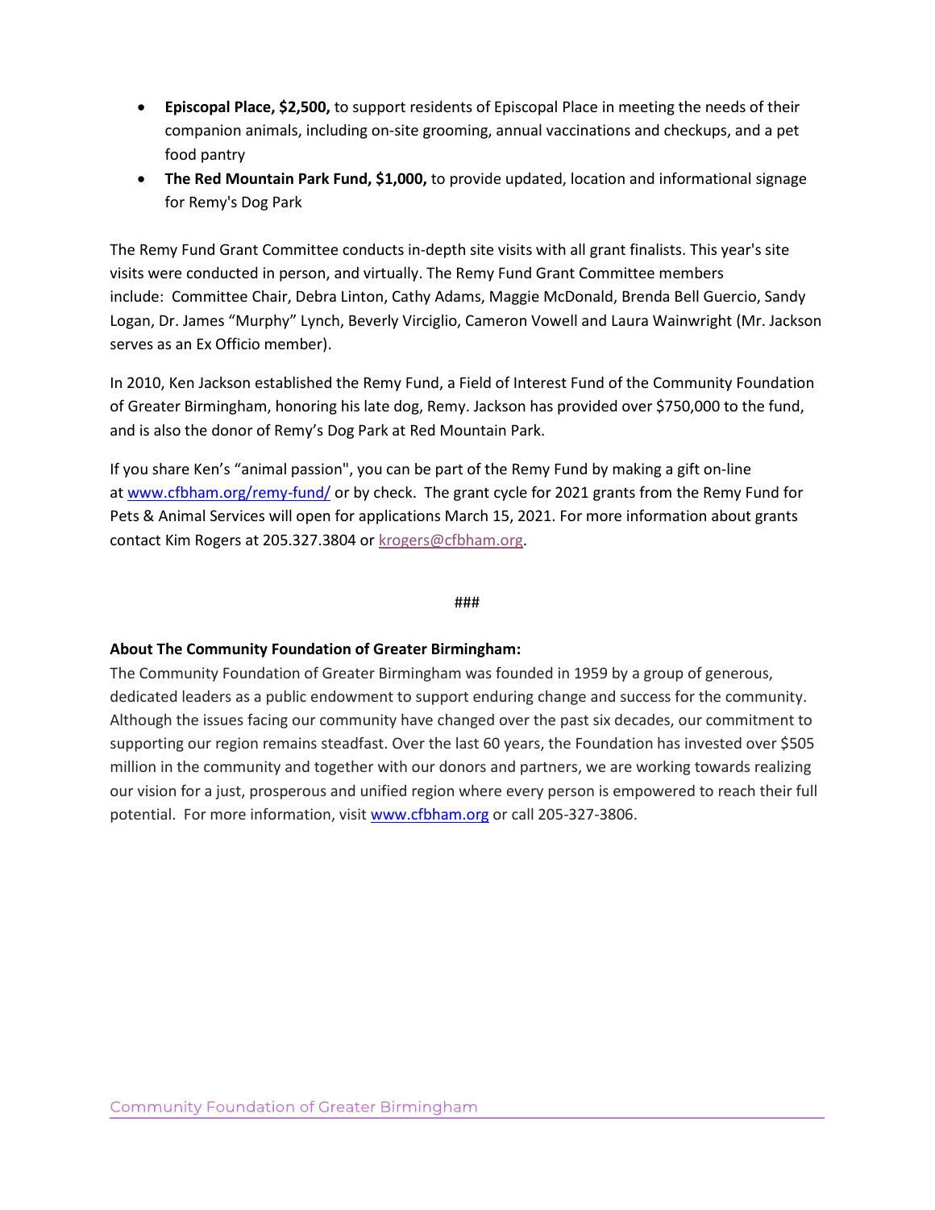- **Episcopal Place, $2,500,** to support residents of Episcopal Place in meeting the needs of their companion animals, including on-site grooming, annual vaccinations and checkups, and a pet food pantry
- **The Red Mountain Park Fund, $1,000,** to provide updated, location and informational signage for Remy's Dog Park

The Remy Fund Grant Committee conducts in-depth site visits with all grant finalists. This year's site visits were conducted in person, and virtually. The Remy Fund Grant Committee members include: Committee Chair, Debra Linton, Cathy Adams, Maggie McDonald, Brenda Bell Guercio, Sandy Logan, Dr. James "Murphy" Lynch, Beverly Virciglio, Cameron Vowell and Laura Wainwright (Mr. Jackson serves as an Ex Officio member).

In 2010, Ken Jackson established the Remy Fund, a Field of Interest Fund of the Community Foundation of Greater Birmingham, honoring his late dog, Remy. Jackson has provided over $750,000 to the fund, and is also the donor of Remy's Dog Park at Red Mountain Park.

If you share Ken's "animal passion", you can be part of the Remy Fund by making a gift on-line at [www.cfbham.org/remy-fund/](www.cfbham.org/remy-fund/) or by check. The grant cycle for 2021 grants from the Remy Fund for Pets & Animal Services will open for applications March 15, 2021. For more information about grants contact Kim Rogers at 205.327.3804 or [krogers@cfbham.org](mailto:krogers@cfbham.org).

###

**About The Community Foundation of Greater Birmingham:**
The Community Foundation of Greater Birmingham was founded in 1959 by a group of generous, dedicated leaders as a public endowment to support enduring change and success for the community. Although the issues facing our community have changed over the past six decades, our commitment to supporting our region remains steadfast. Over the last 60 years, the Foundation has invested over $505 million in the community and together with our donors and partners, we are working towards realizing our vision for a just, prosperous and unified region where every person is empowered to reach their full potential. For more information, visit [www.cfbham.org](www.cfbham.org) or call 205-327-3806.